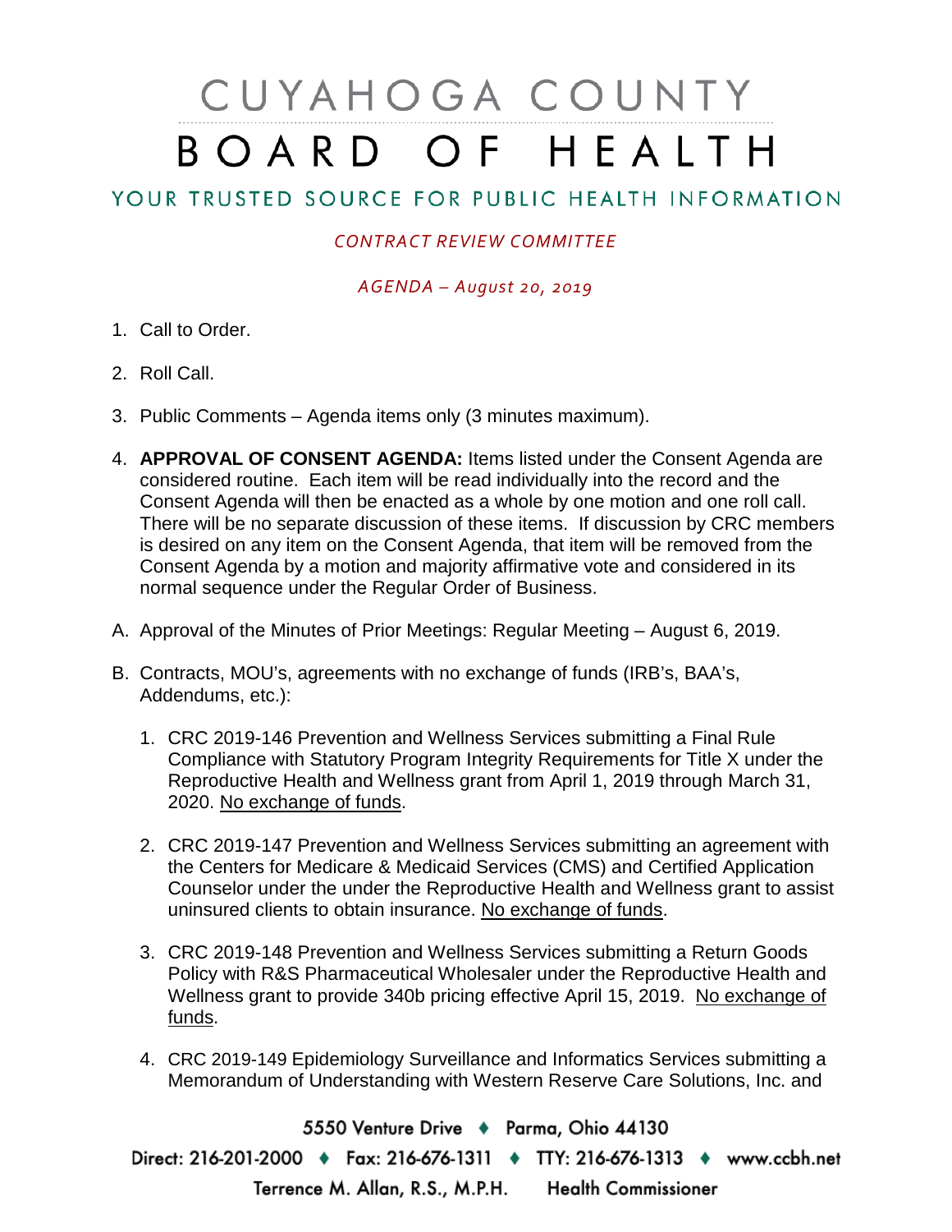# CUYAHOGA COUNTY BOARD OF HEALTH

## YOUR TRUSTED SOURCE FOR PUBLIC HEALTH INFORMATION

*CONTRACT REVIEW COMMITTEE*

*AGENDA – August 20, 2019*

1. Call to Order.

2. Roll Call.

3. Public Comments – Agenda items only (3 minutes maximum).

4. **APPROVAL OF CONSENT AGENDA:** Items listed under the Consent Agenda are considered routine. Each item will be read individually into the record and the Consent Agenda will then be enacted as a whole by one motion and one roll call. There will be no separate discussion of these items. If discussion by CRC members is desired on any item on the Consent Agenda, that item will be removed from the Consent Agenda by a motion and majority affirmative vote and considered in its normal sequence under the Regular Order of Business.

A. Approval of the Minutes of Prior Meetings: Regular Meeting – August 6, 2019.

B. Contracts, MOU's, agreements with no exchange of funds (IRB's, BAA's, Addendums, etc.):

   1. CRC 2019-146 Prevention and Wellness Services submitting a Final Rule Compliance with Statutory Program Integrity Requirements for Title X under the Reproductive Health and Wellness grant from April 1, 2019 through March 31, 2020. No exchange of funds.

   2. CRC 2019-147 Prevention and Wellness Services submitting an agreement with the Centers for Medicare & Medicaid Services (CMS) and Certified Application Counselor under the under the Reproductive Health and Wellness grant to assist uninsured clients to obtain insurance. No exchange of funds.

   3. CRC 2019-148 Prevention and Wellness Services submitting a Return Goods Policy with R&S Pharmaceutical Wholesaler under the Reproductive Health and Wellness grant to provide 340b pricing effective April 15, 2019. No exchange of funds.

   4. CRC 2019-149 Epidemiology Surveillance and Informatics Services submitting a Memorandum of Understanding with Western Reserve Care Solutions, Inc. and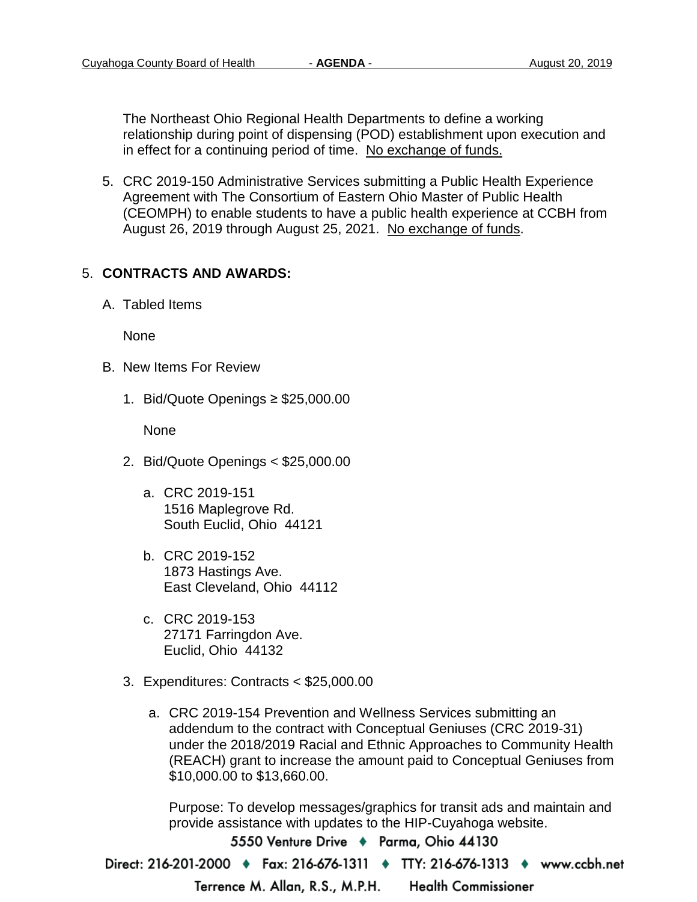The Northeast Ohio Regional Health Departments to define a working relationship during point of dispensing (POD) establishment upon execution and in effect for a continuing period of time. <u>No exchange of funds.</u>

5. CRC 2019-150 Administrative Services submitting a Public Health Experience Agreement with The Consortium of Eastern Ohio Master of Public Health (CEOMPH) to enable students to have a public health experience at CCBH from August 26, 2019 through August 25, 2021. <u>No exchange of funds</u>.

5. **CONTRACTS AND AWARDS:**

   A. Tabled Items

      None

   B. New Items For Review

      1. Bid/Quote Openings ≥ $25,000.00

         None

      2. Bid/Quote Openings < $25,000.00

         a. CRC 2019-151
            1516 Maplegrove Rd.
            South Euclid, Ohio 44121

         b. CRC 2019-152
            1873 Hastings Ave.
            East Cleveland, Ohio 44112

         c. CRC 2019-153
            27171 Farringdon Ave.
            Euclid, Ohio 44132

      3. Expenditures: Contracts < $25,000.00

         a. CRC 2019-154 Prevention and Wellness Services submitting an addendum to the contract with Conceptual Geniuses (CRC 2019-31) under the 2018/2019 Racial and Ethnic Approaches to Community Health (REACH) grant to increase the amount paid to Conceptual Geniuses from $10,000.00 to $13,660.00.

            Purpose: To develop messages/graphics for transit ads and maintain and provide assistance with updates to the HIP-Cuyahoga website.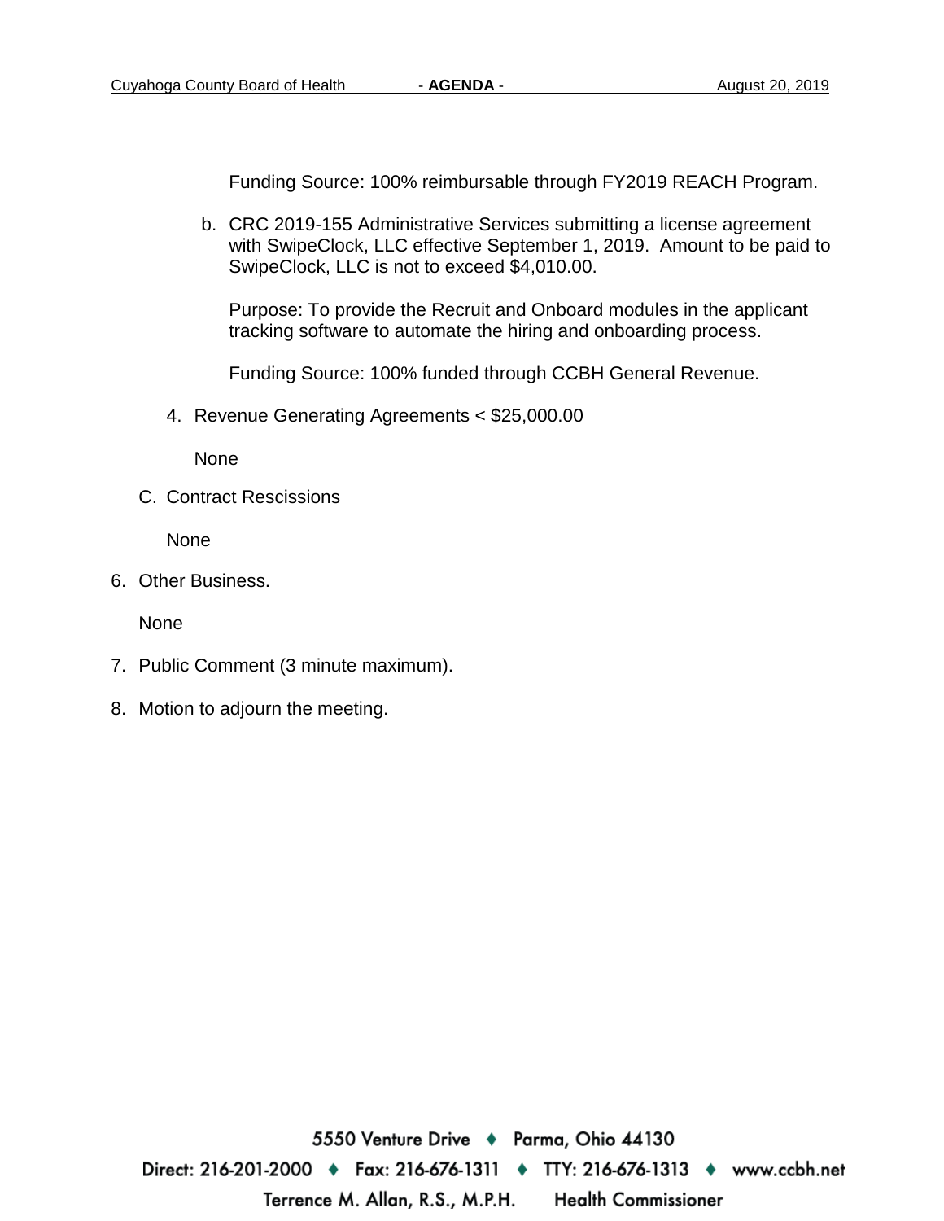Funding Source: 100% reimbursable through FY2019 REACH Program.

b. CRC 2019-155 Administrative Services submitting a license agreement with SwipeClock, LLC effective September 1, 2019. Amount to be paid to SwipeClock, LLC is not to exceed $4,010.00.

   Purpose: To provide the Recruit and Onboard modules in the applicant tracking software to automate the hiring and onboarding process.

   Funding Source: 100% funded through CCBH General Revenue.

4. Revenue Generating Agreements < $25,000.00

   None

C. Contract Rescissions

   None

6. Other Business.

   None

7. Public Comment (3 minute maximum).

8. Motion to adjourn the meeting.